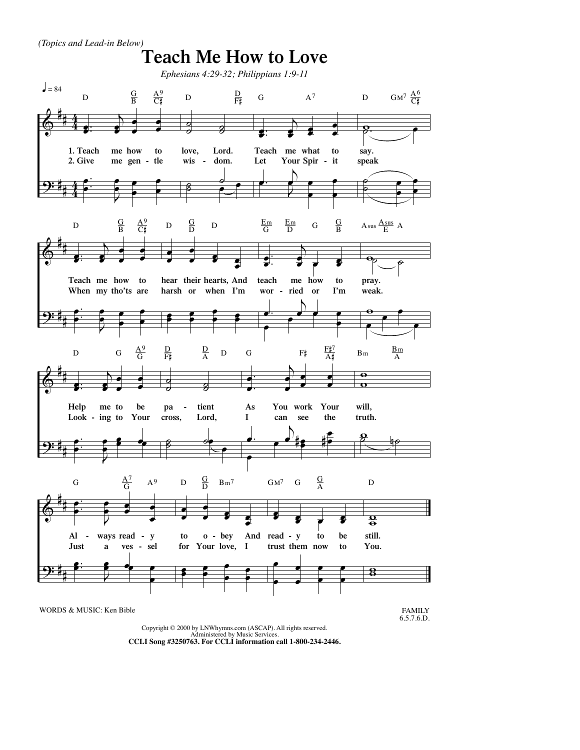*(Topics and Lead-in Below)*

# Teach Me How to Love

*Ephesians 4:29-32; Philippians 1:9-11*

♩ = 84

1. Teach me how to love, Lord. Teach me what to say.
Teach me how to hear their hearts, And teach me how to pray.
Help me to be patient As You work Your will,
Always ready to obey And ready to be still.

2. Give me gentle wisdom. Let Your Spirit speak
When my tho'ts are harsh or when I'm worried or I'm weak.
Looking to Your cross, Lord, I can see the truth.
Just a vessel for Your love, I trust them now to You.

WORDS & MUSIC: Ken Bible

FAMILY
6.5.7.6.D.

Copyright © 2000 by LNWhymns.com (ASCAP). All rights reserved.
Administered by Music Services.
**CCLI Song #3250763. For CCLI information call 1-800-234-2446.**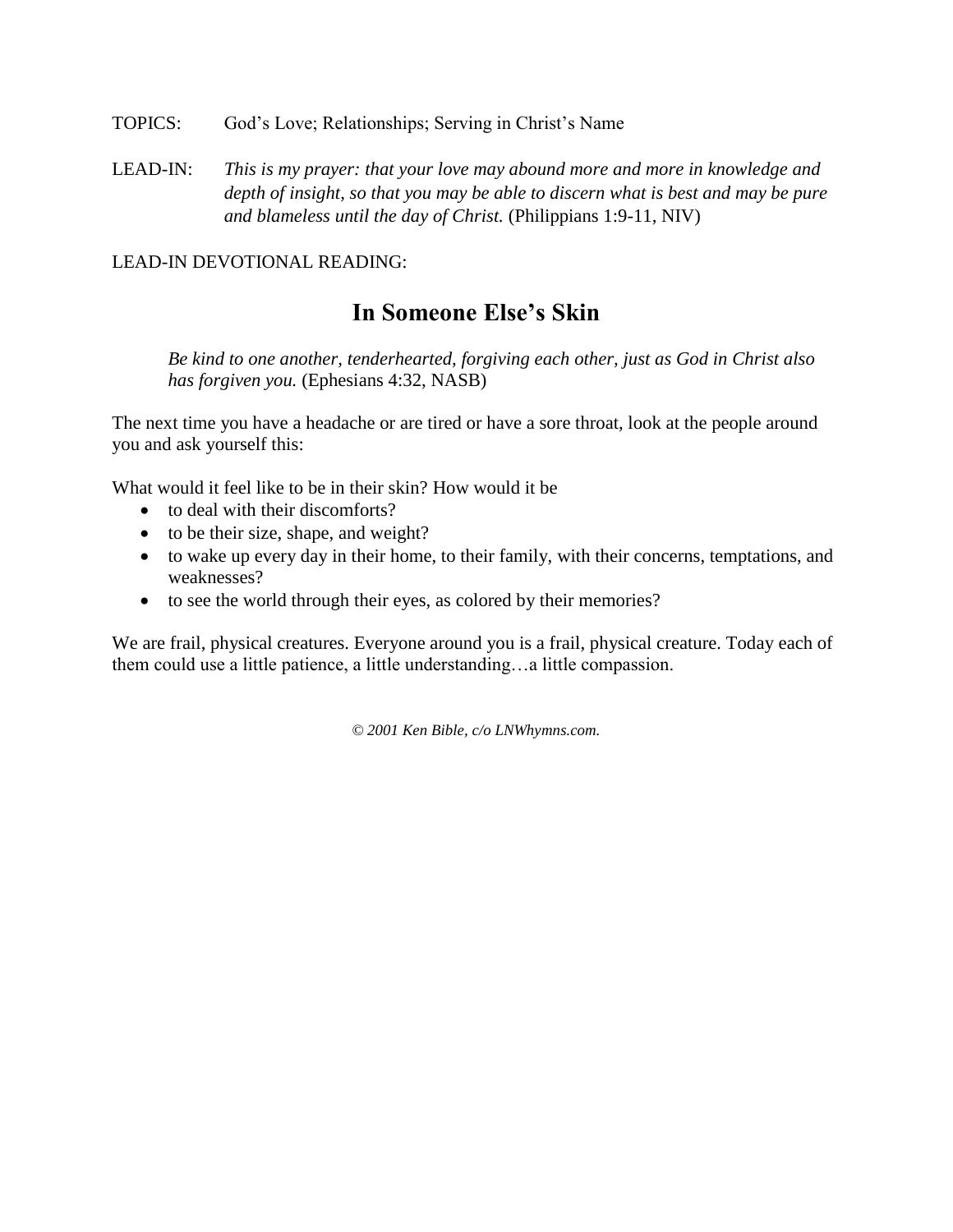TOPICS: God's Love; Relationships; Serving in Christ's Name

LEAD-IN: *This is my prayer: that your love may abound more and more in knowledge and depth of insight, so that you may be able to discern what is best and may be pure and blameless until the day of Christ.* (Philippians 1:9-11, NIV)

LEAD-IN DEVOTIONAL READING:

## In Someone Else's Skin

> *Be kind to one another, tenderhearted, forgiving each other, just as God in Christ also has forgiven you.* (Ephesians 4:32, NASB)

The next time you have a headache or are tired or have a sore throat, look at the people around you and ask yourself this:

What would it feel like to be in their skin? How would it be

- to deal with their discomforts?
- to be their size, shape, and weight?
- to wake up every day in their home, to their family, with their concerns, temptations, and weaknesses?
- to see the world through their eyes, as colored by their memories?

We are frail, physical creatures. Everyone around you is a frail, physical creature. Today each of them could use a little patience, a little understanding…a little compassion.

*© 2001 Ken Bible, c/o LNWhymns.com.*